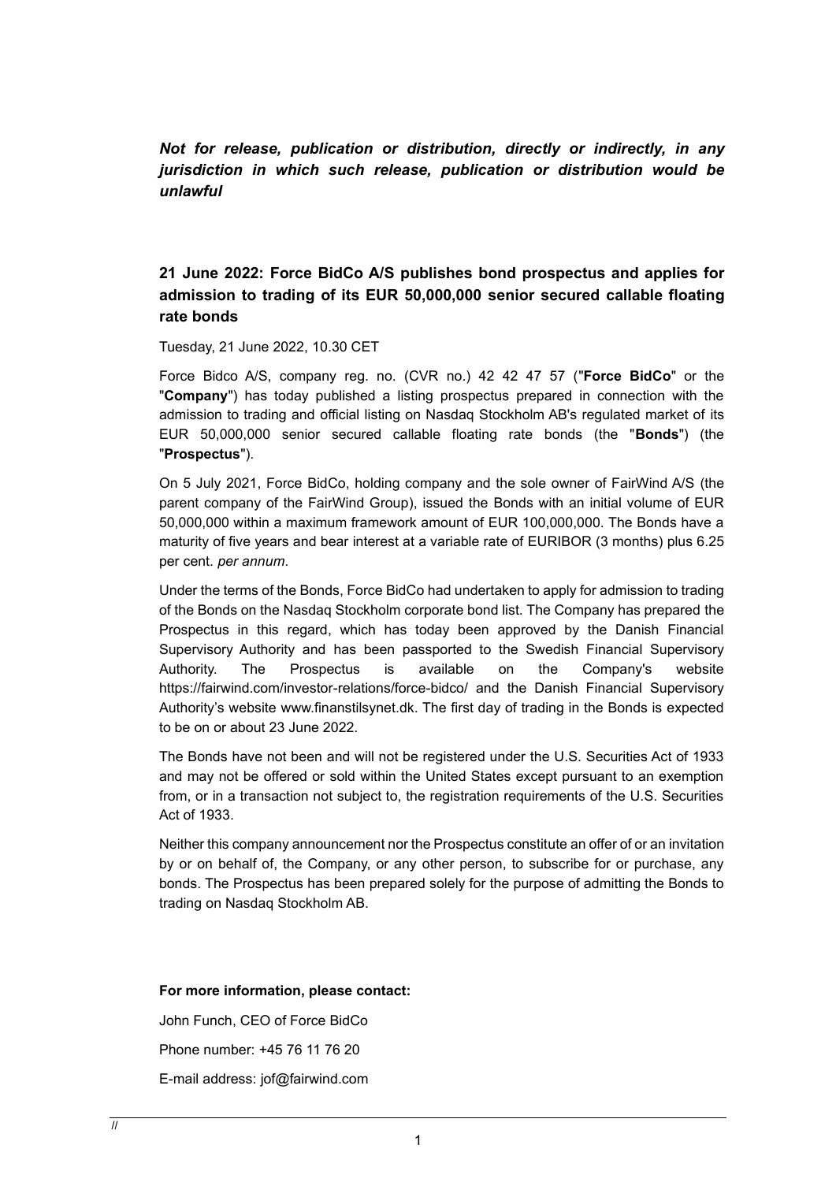***Not for release, publication or distribution, directly or indirectly, in any jurisdiction in which such release, publication or distribution would be unlawful***

## 21 June 2022: Force BidCo A/S publishes bond prospectus and applies for admission to trading of its EUR 50,000,000 senior secured callable floating rate bonds

Tuesday, 21 June 2022, 10.30 CET

Force Bidco A/S, company reg. no. (CVR no.) 42 42 47 57 ("**Force BidCo**" or the "**Company**") has today published a listing prospectus prepared in connection with the admission to trading and official listing on Nasdaq Stockholm AB's regulated market of its EUR 50,000,000 senior secured callable floating rate bonds (the "**Bonds**") (the "**Prospectus**").

On 5 July 2021, Force BidCo, holding company and the sole owner of FairWind A/S (the parent company of the FairWind Group), issued the Bonds with an initial volume of EUR 50,000,000 within a maximum framework amount of EUR 100,000,000. The Bonds have a maturity of five years and bear interest at a variable rate of EURIBOR (3 months) plus 6.25 per cent. *per annum*.

Under the terms of the Bonds, Force BidCo had undertaken to apply for admission to trading of the Bonds on the Nasdaq Stockholm corporate bond list. The Company has prepared the Prospectus in this regard, which has today been approved by the Danish Financial Supervisory Authority and has been passported to the Swedish Financial Supervisory Authority. The Prospectus is available on the Company's website https://fairwind.com/investor-relations/force-bidco/ and the Danish Financial Supervisory Authority's website www.finanstilsynet.dk. The first day of trading in the Bonds is expected to be on or about 23 June 2022.

The Bonds have not been and will not be registered under the U.S. Securities Act of 1933 and may not be offered or sold within the United States except pursuant to an exemption from, or in a transaction not subject to, the registration requirements of the U.S. Securities Act of 1933.

Neither this company announcement nor the Prospectus constitute an offer of or an invitation by or on behalf of, the Company, or any other person, to subscribe for or purchase, any bonds. The Prospectus has been prepared solely for the purpose of admitting the Bonds to trading on Nasdaq Stockholm AB.

**For more information, please contact:**

John Funch, CEO of Force BidCo

Phone number: +45 76 11 76 20

E-mail address: jof@fairwind.com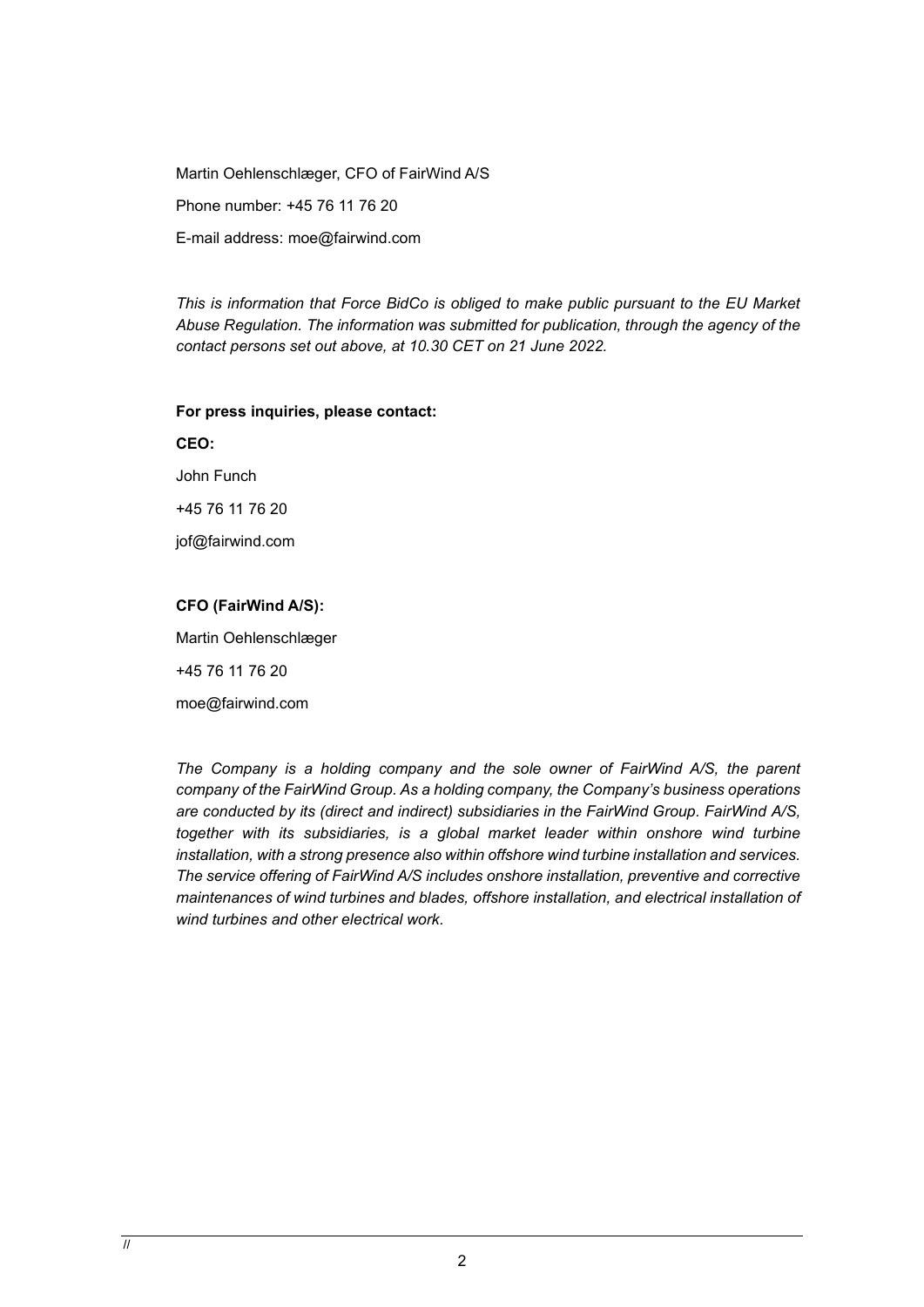Martin Oehlenschlæger, CFO of FairWind A/S

Phone number: +45 76 11 76 20

E-mail address: moe@fairwind.com

*This is information that Force BidCo is obliged to make public pursuant to the EU Market Abuse Regulation. The information was submitted for publication, through the agency of the contact persons set out above, at 10.30 CET on 21 June 2022.*

**For press inquiries, please contact:**

**CEO:**

John Funch

+45 76 11 76 20

jof@fairwind.com

**CFO (FairWind A/S):**

Martin Oehlenschlæger

+45 76 11 76 20

moe@fairwind.com

*The Company is a holding company and the sole owner of FairWind A/S, the parent company of the FairWind Group. As a holding company, the Company's business operations are conducted by its (direct and indirect) subsidiaries in the FairWind Group. FairWind A/S, together with its subsidiaries, is a global market leader within onshore wind turbine installation, with a strong presence also within offshore wind turbine installation and services. The service offering of FairWind A/S includes onshore installation, preventive and corrective maintenances of wind turbines and blades, offshore installation, and electrical installation of wind turbines and other electrical work.*